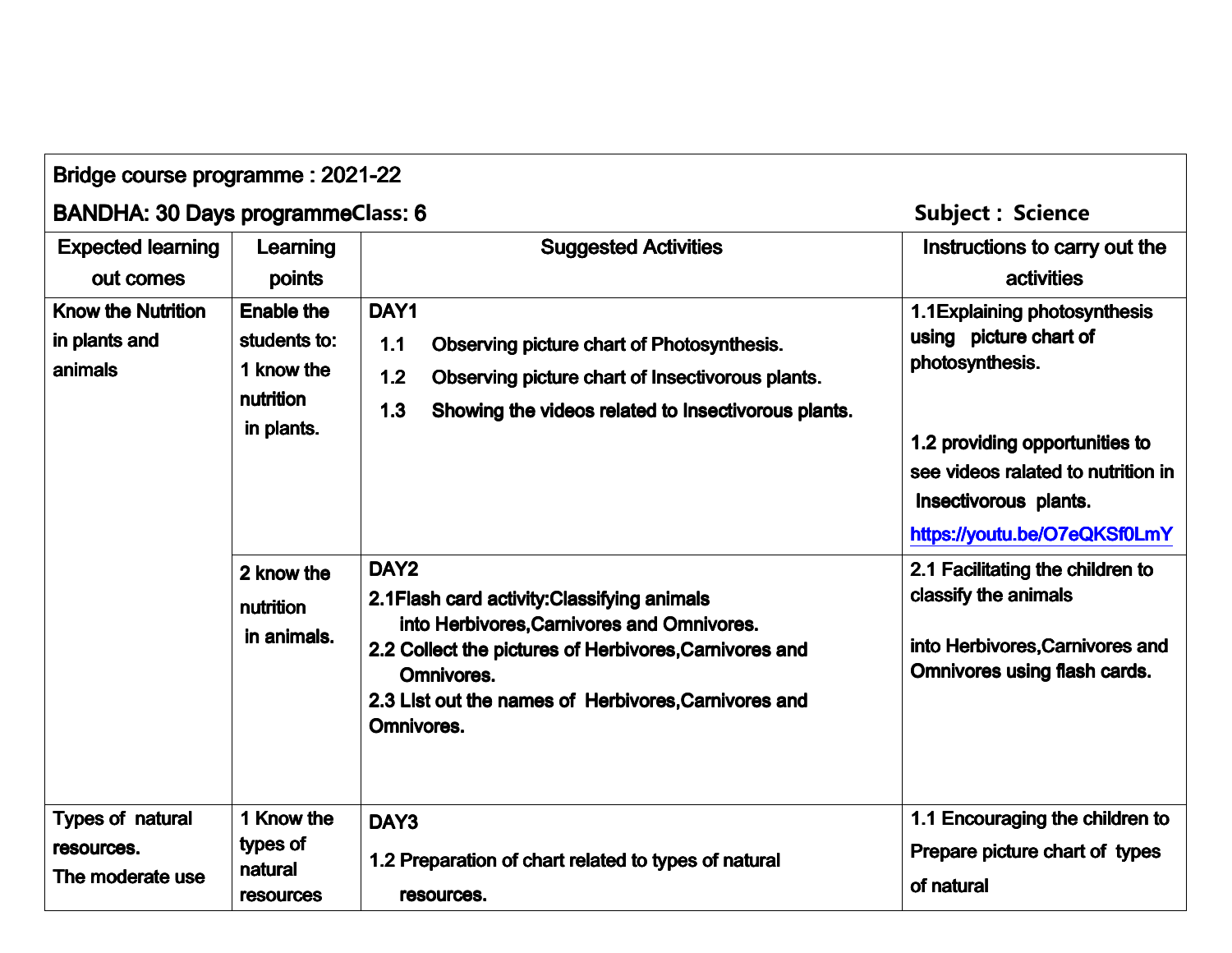Bridge course programme : 2021-22

BANDHA: 30 Days programmeClass: 6 Subject : Science

| Expected learning out comes | Learning points | Suggested Activities | Instructions to carry out the activities |
|---|---|---|---|
| Know the Nutrition in plants and animals | Enable the students to: 1 know the nutrition in plants. | DAY1<br>1.1 Observing picture chart of Photosynthesis.<br>1.2 Observing picture chart of Insectivorous plants.<br>1.3 Showing the videos related to Insectivorous plants. | 1.1Explaining photosynthesis using picture chart of photosynthesis.<br><br>1.2 providing opportunities to see videos ralated to nutrition in Insectivorous plants.<br>https://youtu.be/O7eQKSf0LmY |
| | 2 know the nutrition in animals. | DAY2<br>2.1Flash card activity:Classifying animals into Herbivores,Carnivores and Omnivores.<br>2.2 Collect the pictures of Herbivores,Carnivores and Omnivores.<br>2.3 LIst out the names of Herbivores,Carnivores and Omnivores. | 2.1 Facilitating the children to classify the animals<br><br>into Herbivores,Carnivores and Omnivores using flash cards. |
| Types of natural resources.<br>The moderate use | 1 Know the types of natural resources | DAY3<br>1.2 Preparation of chart related to types of natural resources. | 1.1 Encouraging the children to Prepare picture chart of types of natural |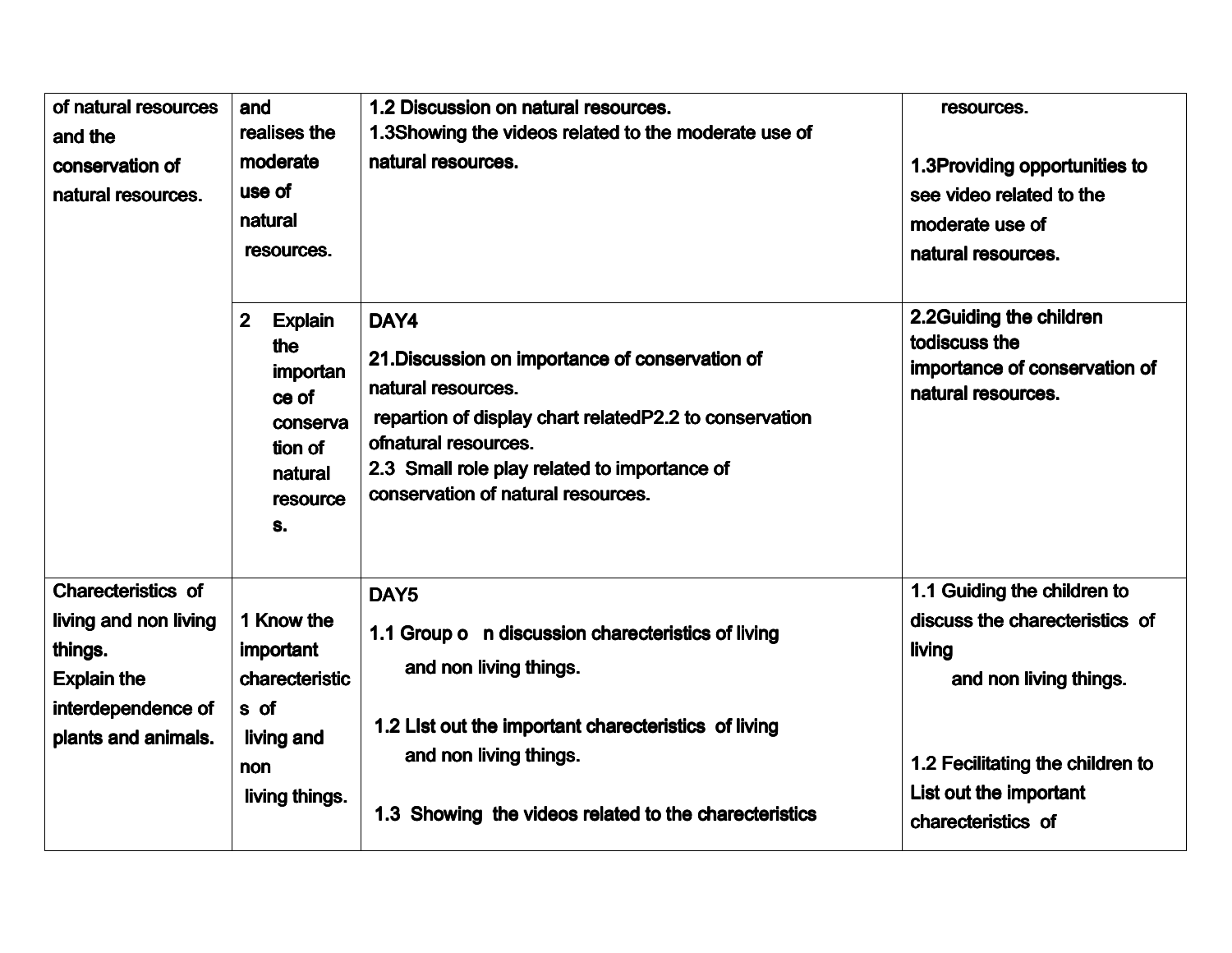| of natural resources and the conservation of natural resources. | and realises the moderate use of natural resources. | 1.2 Discussion on natural resources.<br>1.3Showing the videos related to the moderate use of natural resources. | resources.<br><br>1.3Providing opportunities to see video related to the moderate use of natural resources. |
|---|---|---|---|
| | 2 Explain the importance of conservation of natural resources. | DAY4<br>21.Discussion on importance of conservation of natural resources.<br>repartion of display chart relatedP2.2 to conservation ofnatural resources.<br>2.3 Small role play related to importance of conservation of natural resources. | 2.2Guiding the children todiscuss the importance of conservation of natural resources. |
| Charecteristics of living and non living things.<br>Explain the interdependence of plants and animals. | 1 Know the important charecteristics of living and non living things. | DAY5<br>1.1 Group o n discussion charecteristics of living and non living things.<br><br>1.2 LIst out the important charecteristics of living and non living things.<br><br>1.3 Showing the videos related to the charecteristics | 1.1 Guiding the children to discuss the charecteristics of living and non living things.<br><br>1.2 Fecilitating the children to List out the important charecteristics of |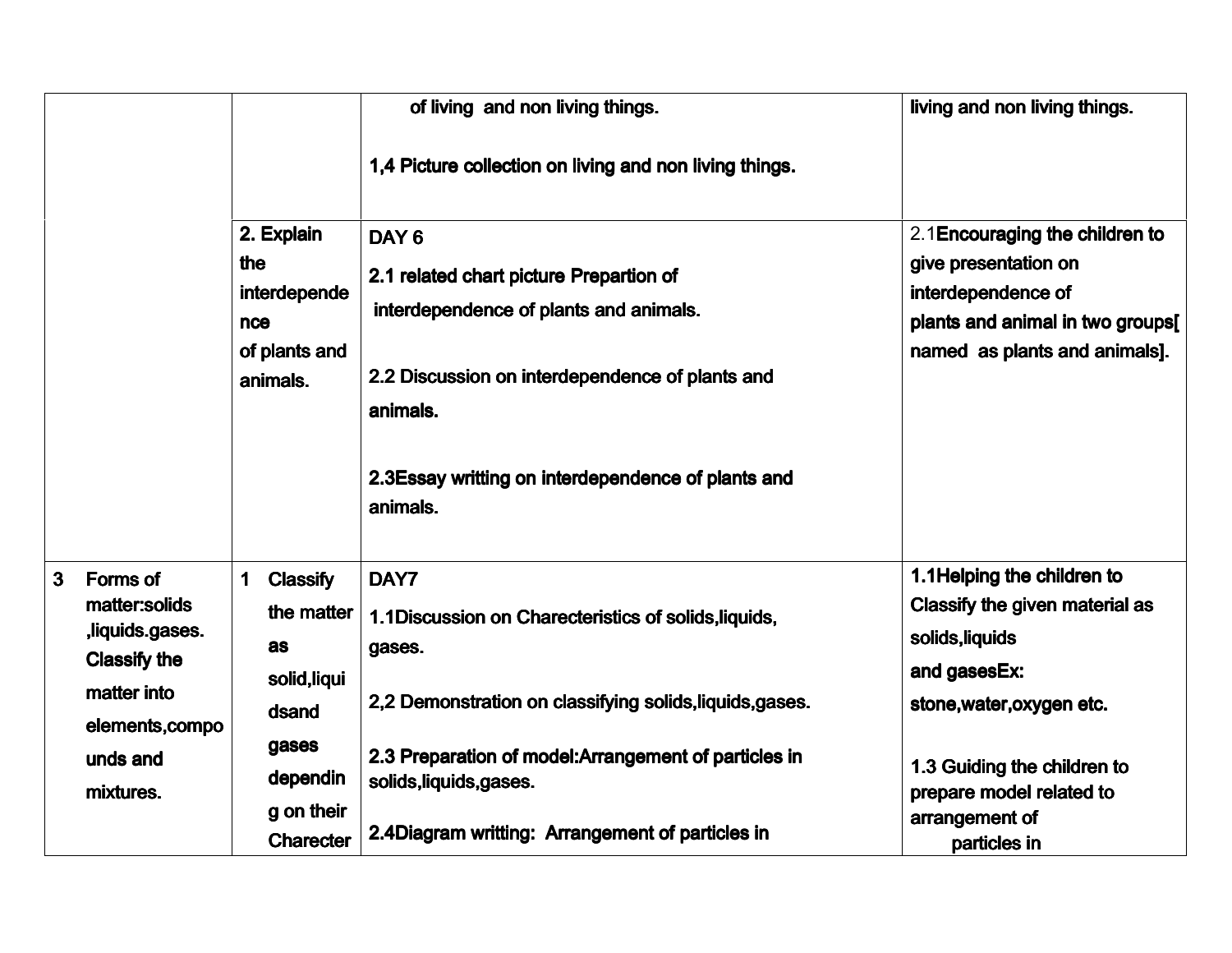| | | | |
|---|---|---|---|
| | | of living and non living things.<br><br>1,4 Picture collection on living and non living things. | living and non living things. |
| | 2. Explain the interdependence of plants and animals. | DAY 6<br>2.1 related chart picture Prepartion of interdependence of plants and animals.<br><br>2.2 Discussion on interdependence of plants and animals.<br><br>2.3Essay writting on interdependence of plants and animals. | 2.1Encouraging the children to give presentation on interdependence of plants and animal in two groups[ named as plants and animals]. |
| 3 Forms of matter:solids ,liquids.gases. Classify the matter into elements,compounds and mixtures. | 1 Classify the matter as solid,liquidsand gases depending on their Charecter | DAY7<br>1.1Discussion on Charecteristics of solids,liquids, gases.<br><br>2,2 Demonstration on classifying solids,liquids,gases.<br><br>2.3 Preparation of model:Arrangement of particles in solids,liquids,gases.<br><br>2.4Diagram writting: Arrangement of particles in | 1.1Helping the children to Classify the given material as solids,liquids and gasesEx: stone,water,oxygen etc.<br><br>1.3 Guiding the children to prepare model related to arrangement of particles in |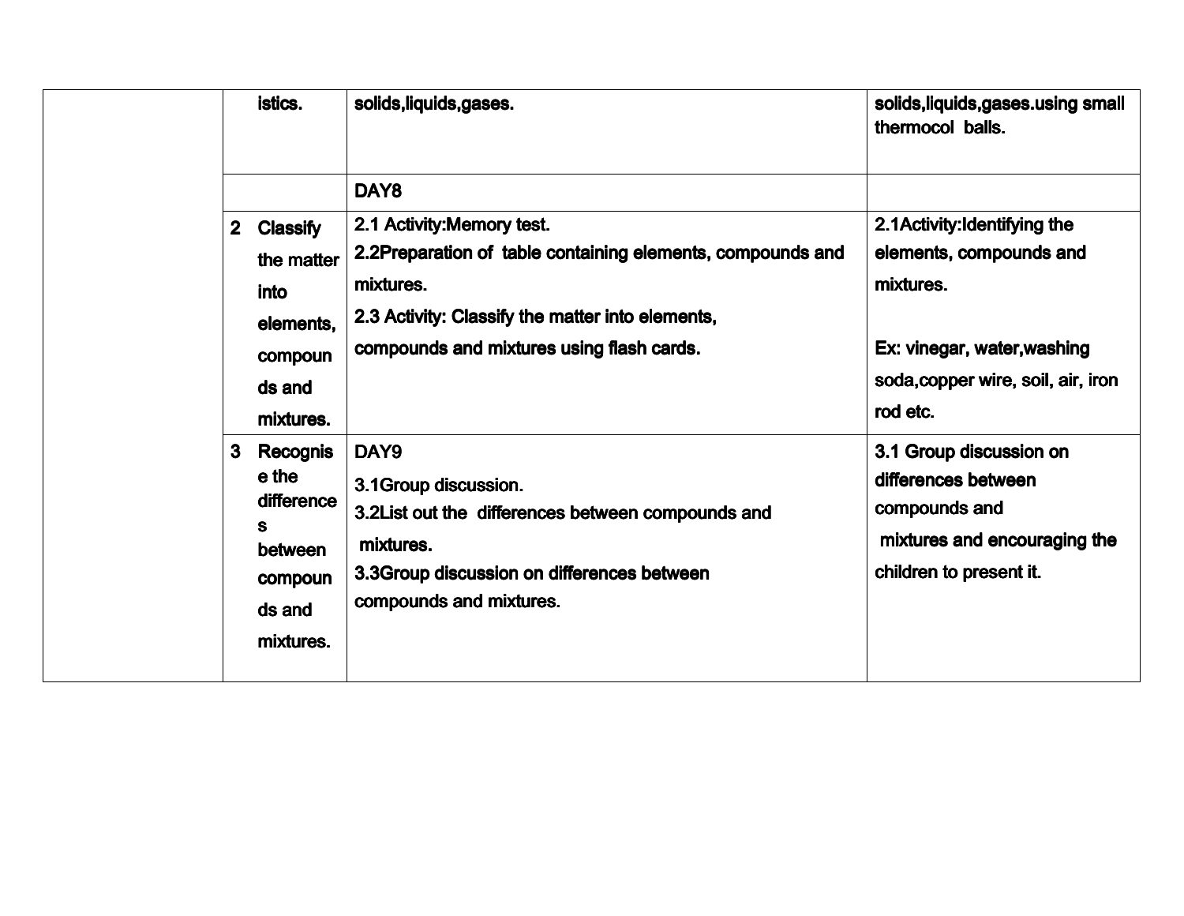| | | | |
|---|---|---|---|
| | istics. | solids,liquids,gases. | solids,liquids,gases.using small thermocol balls. |
| | | DAY8 | |
| | 2 Classify the matter into elements, compounds and mixtures. | 2.1 Activity:Memory test.<br>2.2Preparation of table containing elements, compounds and mixtures.<br>2.3 Activity: Classify the matter into elements, compounds and mixtures using flash cards. | 2.1Activity:Identifying the elements, compounds and mixtures.<br><br>Ex: vinegar, water,washing soda,copper wire, soil, air, iron rod etc. |
| | 3 Recognise the differences between compounds and mixtures. | DAY9<br>3.1Group discussion.<br>3.2List out the differences between compounds and mixtures.<br>3.3Group discussion on differences between compounds and mixtures. | 3.1 Group discussion on differences between compounds and mixtures and encouraging the children to present it. |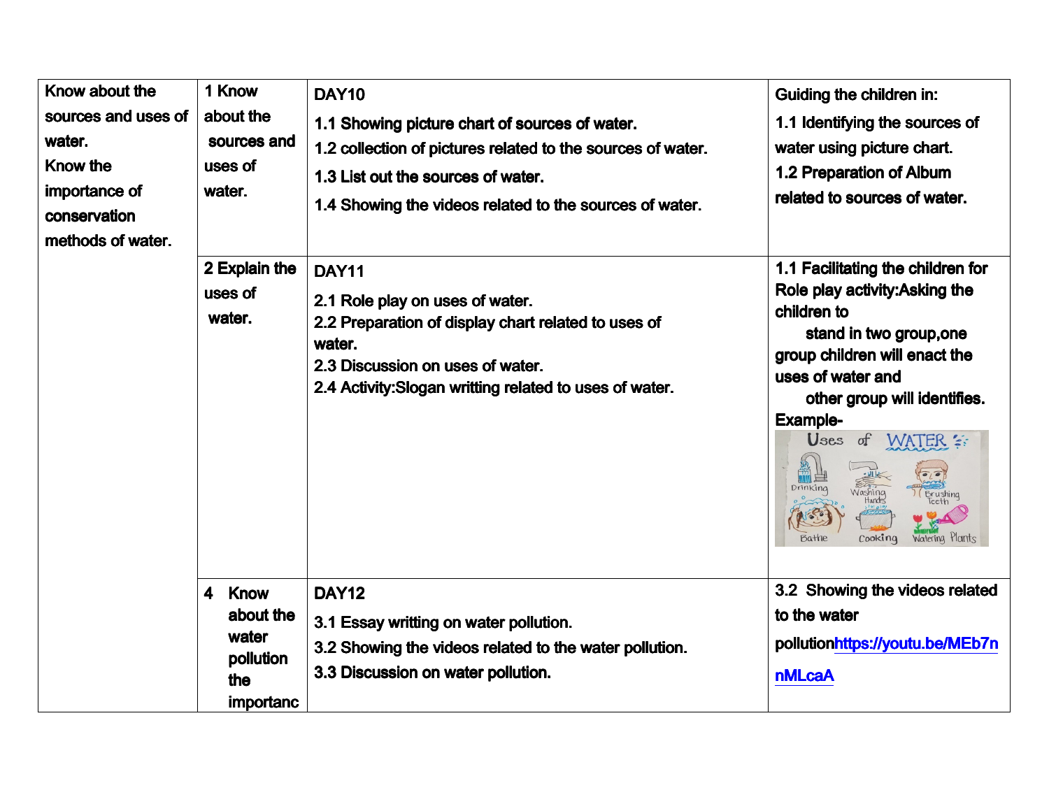| Know about the sources and uses of water. Know the importance of conservation methods of water. | 1 Know about the sources and uses of water. | DAY10<br>1.1 Showing picture chart of sources of water.<br>1.2 collection of pictures related to the sources of water.<br>1.3 List out the sources of water.<br>1.4 Showing the videos related to the sources of water. | Guiding the children in:<br>1.1 Identifying the sources of water using picture chart.<br>1.2 Preparation of Album related to sources of water. |
|---|---|---|---|
| | 2 Explain the uses of water. | DAY11<br>2.1 Role play on uses of water.<br>2.2 Preparation of display chart related to uses of water.<br>2.3 Discussion on uses of water.<br>2.4 Activity:Slogan writting related to uses of water. | 1.1 Facilitating the children for Role play activity:Asking the children to stand in two group,one group children will enact the uses of water and other group will identifies.<br>Example- |
| | 4 Know about the water pollution the importanc | DAY12<br>3.1 Essay writting on water pollution.<br>3.2 Showing the videos related to the water pollution.<br>3.3 Discussion on water pollution. | 3.2 Showing the videos related to the water pollution https://youtu.be/MEb7nnMLcaA |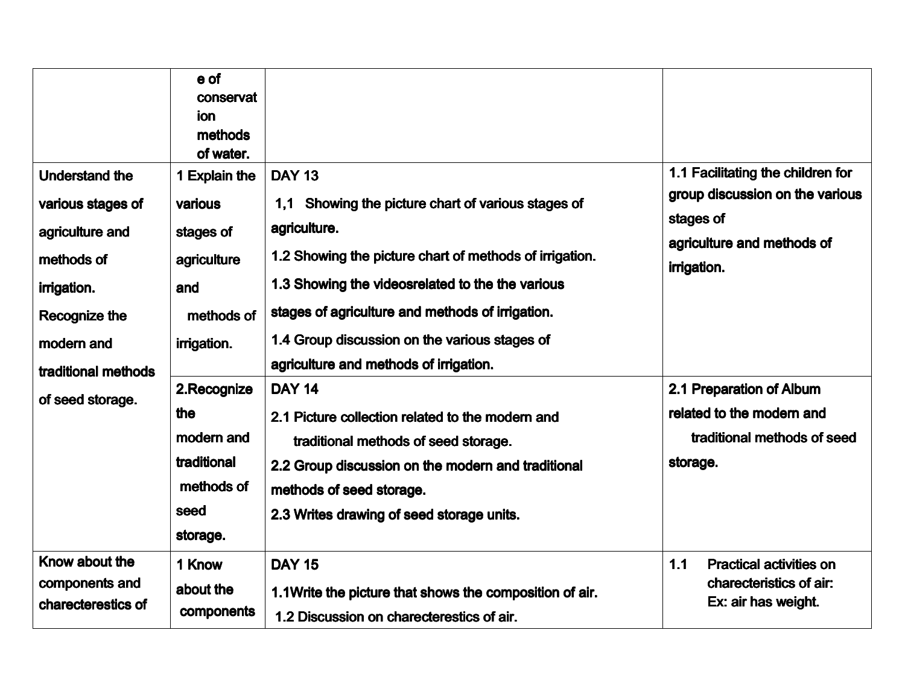| | | | |
|---|---|---|---|
| | e of conservation methods of water. | | |
| Understand the various stages of agriculture and methods of irrigation. Recognize the modern and traditional methods of seed storage. | 1 Explain the various stages of agriculture and methods of irrigation. | DAY 13<br>1,1 Showing the picture chart of various stages of agriculture.<br>1.2 Showing the picture chart of methods of irrigation.<br>1.3 Showing the videosrelated to the the various stages of agriculture and methods of irrigation.<br>1.4 Group discussion on the various stages of agriculture and methods of irrigation. | 1.1 Facilitating the children for group discussion on the various stages of agriculture and methods of irrigation. |
| | 2.Recognize the modern and traditional methods of seed storage. | DAY 14<br>2.1 Picture collection related to the modern and traditional methods of seed storage.<br>2.2 Group discussion on the modern and traditional methods of seed storage.<br>2.3 Writes drawing of seed storage units. | 2.1 Preparation of Album related to the modern and traditional methods of seed storage. |
| Know about the components and charecterestics of | 1 Know about the components | DAY 15<br>1.1Write the picture that shows the composition of air.<br>1.2 Discussion on charecterestics of air. | 1.1 Practical activities on charecteristics of air: Ex: air has weight. |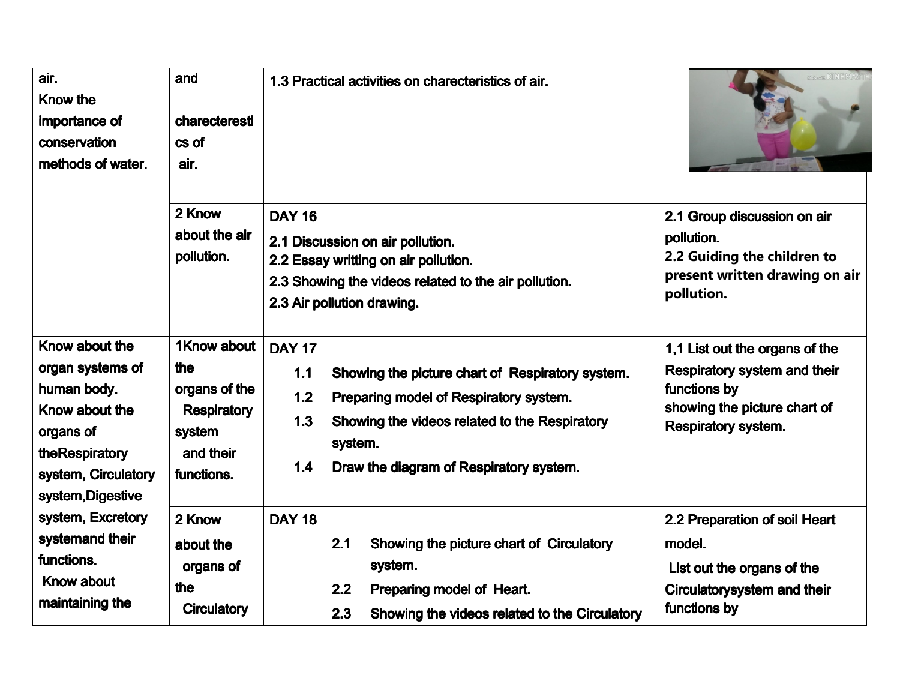| | | | |
|---|---|---|---|
| air.<br>Know the importance of conservation methods of water. | and<br><br>charecteresti cs of<br>air. | 1.3 Practical activities on charecteristics of air. | |
| | 2 Know about the air pollution. | DAY 16<br>2.1 Discussion on air pollution.<br>2.2 Essay writting on air pollution.<br>2.3 Showing the videos related to the air pollution.<br>2.3 Air pollution drawing. | 2.1 Group discussion on air pollution.<br>2.2 Guiding the children to present written drawing on air pollution. |
| Know about the organ systems of human body.<br>Know about the organs of theRespiratory system, Circulatory system,Digestive system, Excretory systemand their functions.<br>Know about maintaining the | 1Know about the organs of the Respiratory system and their functions. | DAY 17<br>1.1 Showing the picture chart of Respiratory system.<br>1.2 Preparing model of Respiratory system.<br>1.3 Showing the videos related to the Respiratory system.<br>1.4 Draw the diagram of Respiratory system. | 1,1 List out the organs of the Respiratory system and their functions by showing the picture chart of Respiratory system. |
| | 2 Know about the organs of the Circulatory | DAY 18<br>2.1 Showing the picture chart of Circulatory system.<br>2.2 Preparing model of Heart.<br>2.3 Showing the videos related to the Circulatory | 2.2 Preparation of soil Heart model.<br>List out the organs of the Circulatorysystem and their functions by |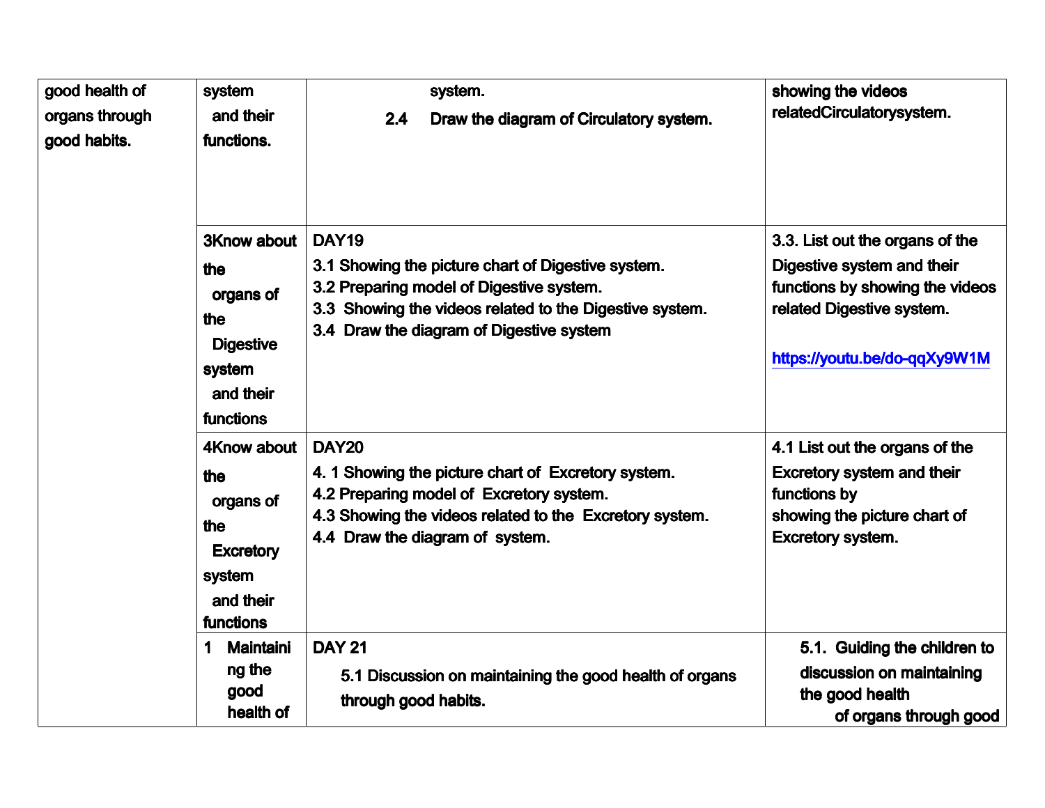| | | | |
|---|---|---|---|
| good health of organs through good habits. | system and their functions. | system.<br>2.4 Draw the diagram of Circulatory system. | showing the videos relatedCirculatorysystem. |
| | 3Know about the organs of the Digestive system and their functions | DAY19<br>3.1 Showing the picture chart of Digestive system.<br>3.2 Preparing model of Digestive system.<br>3.3 Showing the videos related to the Digestive system.<br>3.4 Draw the diagram of Digestive system | 3.3. List out the organs of the Digestive system and their functions by showing the videos related Digestive system.<br><br>https://youtu.be/do-qqXy9W1M |
| | 4Know about the organs of the Excretory system and their functions | DAY20<br>4. 1 Showing the picture chart of Excretory system.<br>4.2 Preparing model of Excretory system.<br>4.3 Showing the videos related to the Excretory system.<br>4.4 Draw the diagram of system. | 4.1 List out the organs of the Excretory system and their functions by showing the picture chart of Excretory system. |
| | 1 Maintaining the good health of | DAY 21<br>5.1 Discussion on maintaining the good health of organs through good habits. | 5.1. Guiding the children to discussion on maintaining the good health of organs through good |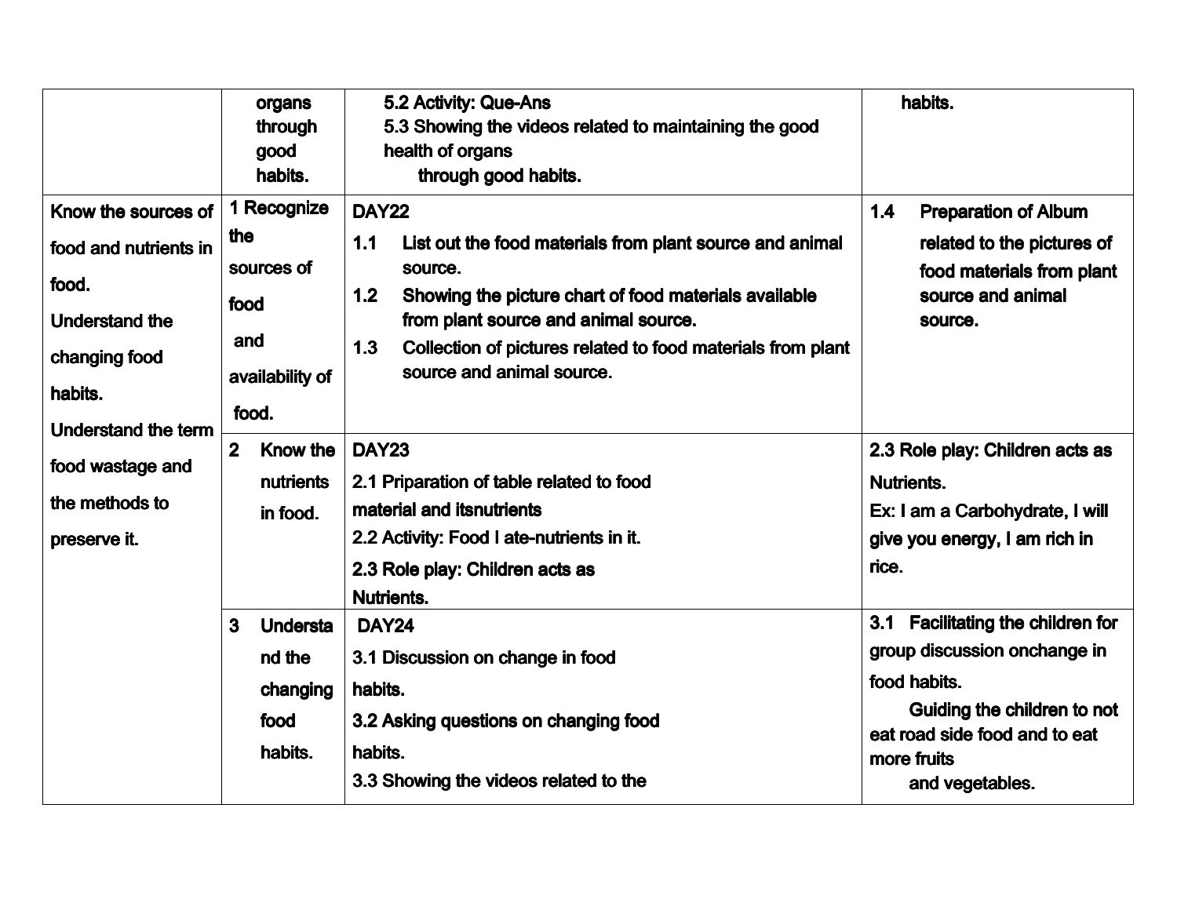| | | | |
|---|---|---|---|
| | organs through good habits. | 5.2 Activity: Que-Ans<br>5.3 Showing the videos related to maintaining the good health of organs through good habits. | habits. |
| Know the sources of food and nutrients in food.<br>Understand the changing food habits.<br>Understand the term food wastage and the methods to preserve it. | 1 Recognize the sources of food and availability of food. | DAY22<br>1.1 List out the food materials from plant source and animal source.<br>1.2 Showing the picture chart of food materials available from plant source and animal source.<br>1.3 Collection of pictures related to food materials from plant source and animal source. | 1.4 Preparation of Album related to the pictures of food materials from plant source and animal source. |
| | 2 Know the nutrients in food. | DAY23<br>2.1 Priparation of table related to food material and itsnutrients<br>2.2 Activity: Food I ate-nutrients in it.<br>2.3 Role play: Children acts as Nutrients. | 2.3 Role play: Children acts as Nutrients.<br>Ex: I am a Carbohydrate, I will give you energy, I am rich in rice. |
| | 3 Understand the changing food habits. | DAY24<br>3.1 Discussion on change in food habits.<br>3.2 Asking questions on changing food habits.<br>3.3 Showing the videos related to the | 3.1 Facilitating the children for group discussion onchange in food habits.<br>Guiding the children to not eat road side food and to eat more fruits and vegetables. |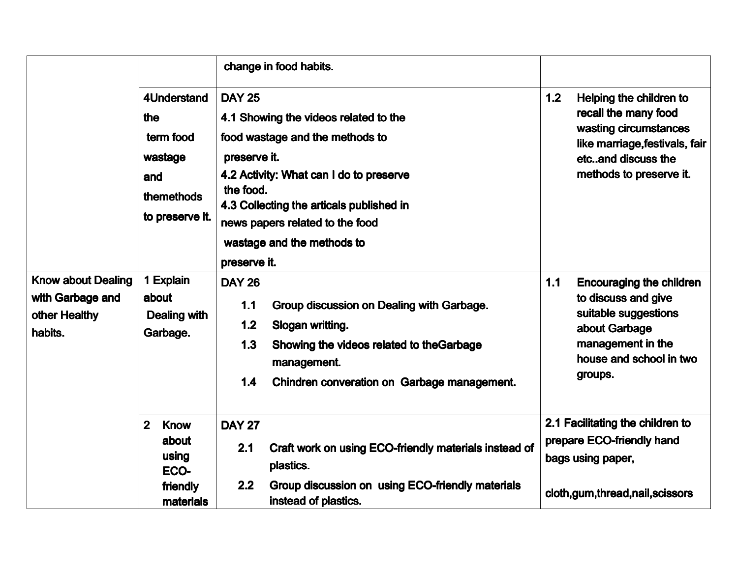| | | | |
|---|---|---|---|
| | | change in food habits. | |
| | 4Understand the term food wastage and themethods to preserve it. | DAY 25<br>4.1 Showing the videos related to the food wastage and the methods to preserve it.<br>4.2 Activity: What can I do to preserve the food.<br>4.3 Collecting the articals published in news papers related to the food wastage and the methods to preserve it. | 1.2 Helping the children to recall the many food wasting circumstances like marriage,festivals, fair etc..and discuss the methods to preserve it. |
| Know about Dealing with Garbage and other Healthy habits. | 1 Explain about Dealing with Garbage. | DAY 26<br>1.1 Group discussion on Dealing with Garbage.<br>1.2 Slogan writting.<br>1.3 Showing the videos related to theGarbage management.<br>1.4 Chindren converation on Garbage management. | 1.1 Encouraging the children to discuss and give suitable suggestions about Garbage management in the house and school in two groups. |
| | 2 Know about using ECO-friendly materials | DAY 27<br>2.1 Craft work on using ECO-friendly materials instead of plastics.<br>2.2 Group discussion on using ECO-friendly materials instead of plastics. | 2.1 Facilitating the children to prepare ECO-friendly hand bags using paper,<br><br>cloth,gum,thread,nail,scissors |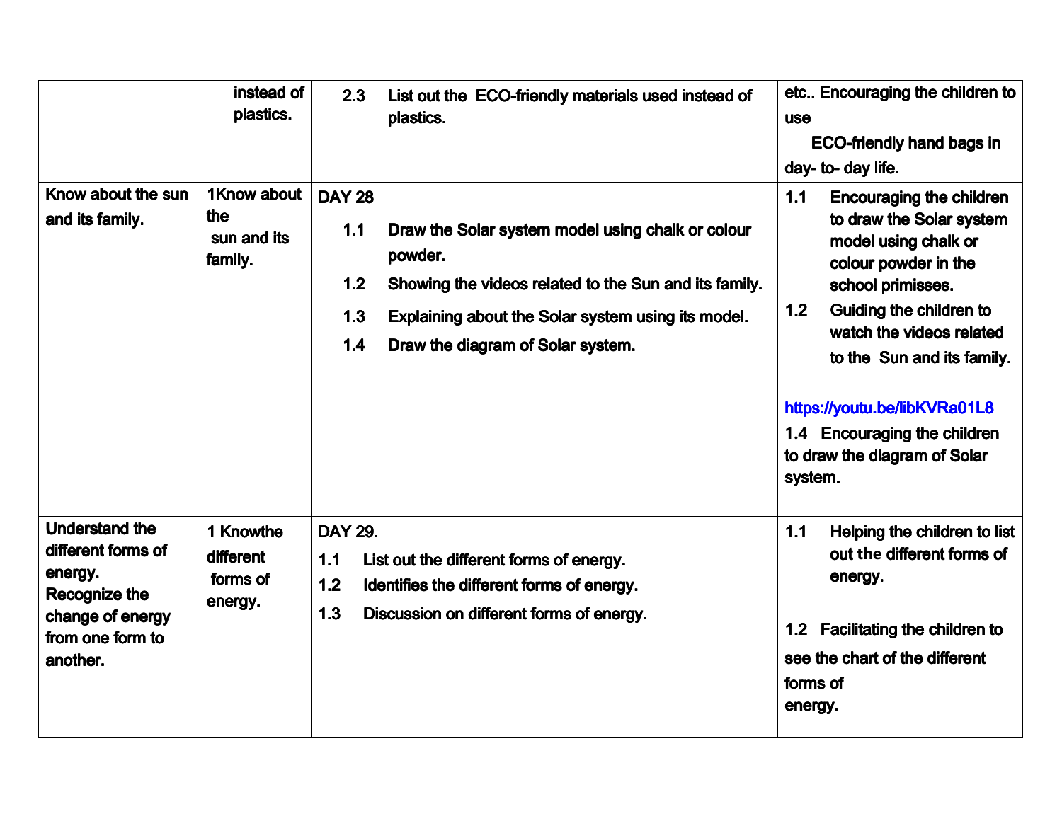| | | | |
|---|---|---|---|
| | instead of plastics. | 2.3 List out the ECO-friendly materials used instead of plastics. | etc.. Encouraging the children to use ECO-friendly hand bags in day- to- day life. |
| Know about the sun and its family. | 1Know about the sun and its family. | DAY 28<br>1.1 Draw the Solar system model using chalk or colour powder.<br>1.2 Showing the videos related to the Sun and its family.<br>1.3 Explaining about the Solar system using its model.<br>1.4 Draw the diagram of Solar system. | 1.1 Encouraging the children to draw the Solar system model using chalk or colour powder in the school primisses.<br>1.2 Guiding the children to watch the videos related to the Sun and its family.<br>https://youtu.be/libKVRa01L8<br>1.4 Encouraging the children to draw the diagram of Solar system. |
| Understand the different forms of energy.<br>Recognize the change of energy from one form to another. | 1 Knowthe different forms of energy. | DAY 29.<br>1.1 List out the different forms of energy.<br>1.2 Identifies the different forms of energy.<br>1.3 Discussion on different forms of energy. | 1.1 Helping the children to list out the different forms of energy.<br>1.2 Facilitating the children to see the chart of the different forms of energy. |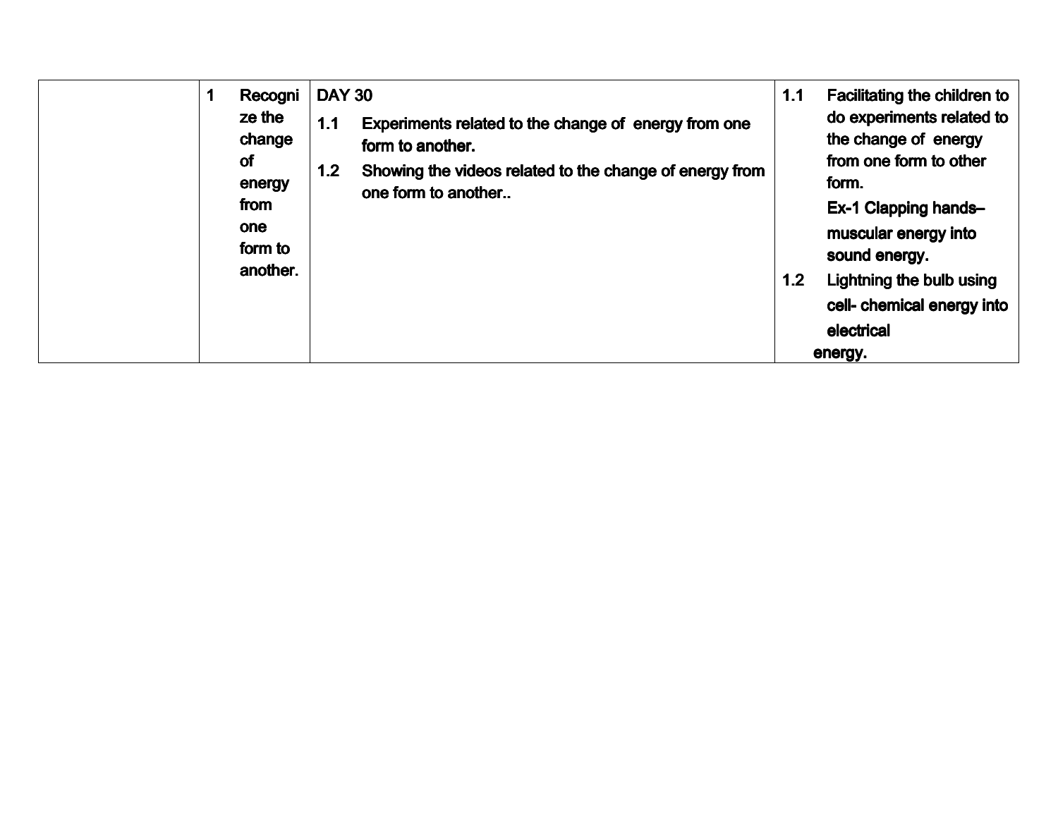| | | | |
|---|---|---|---|
| | 1 Recognize the change of energy from one form to another. | DAY 30<br>1.1 Experiments related to the change of energy from one form to another.<br>1.2 Showing the videos related to the change of energy from one form to another.. | 1.1 Facilitating the children to do experiments related to the change of energy from one form to other form.<br>Ex-1 Clapping hands– muscular energy into sound energy.<br>1.2 Lightning the bulb using cell- chemical energy into electrical energy. |